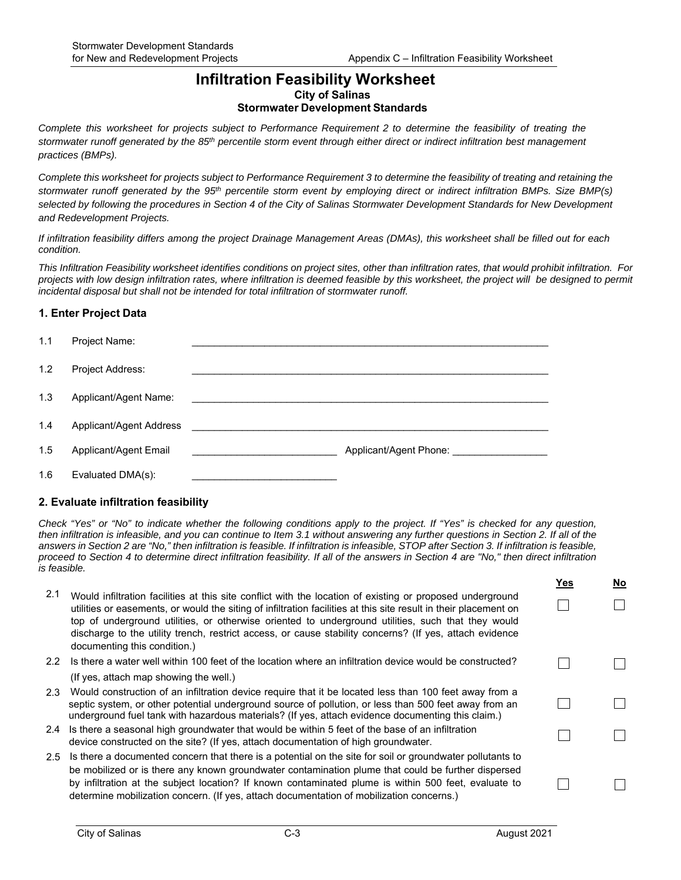# Infiltration Feasibility Worksheet

**City of Salinas**
**Stormwater Development Standards**

*Complete this worksheet for projects subject to Performance Requirement 2 to determine the feasibility of treating the stormwater runoff generated by the 85th percentile storm event through either direct or indirect infiltration best management practices (BMPs).*

*Complete this worksheet for projects subject to Performance Requirement 3 to determine the feasibility of treating and retaining the stormwater runoff generated by the 95th percentile storm event by employing direct or indirect infiltration BMPs. Size BMP(s) selected by following the procedures in Section 4 of the City of Salinas Stormwater Development Standards for New Development and Redevelopment Projects.*

*If infiltration feasibility differs among the project Drainage Management Areas (DMAs), this worksheet shall be filled out for each condition.*

*This Infiltration Feasibility worksheet identifies conditions on project sites, other than infiltration rates, that would prohibit infiltration. For projects with low design infiltration rates, where infiltration is deemed feasible by this worksheet, the project will be designed to permit incidental disposal but shall not be intended for total infiltration of stormwater runoff.*

## 1. Enter Project Data

1.1 Project Name: ______________________________

1.2 Project Address: ______________________________

1.3 Applicant/Agent Name: ______________________________

1.4 Applicant/Agent Address ______________________________

1.5 Applicant/Agent Email ______________________________ Applicant/Agent Phone: ________________

1.6 Evaluated DMA(s): ______________________________

## 2. Evaluate infiltration feasibility

*Check "Yes" or "No" to indicate whether the following conditions apply to the project. If "Yes" is checked for any question, then infiltration is infeasible, and you can continue to Item 3.1 without answering any further questions in Section 2. If all of the answers in Section 2 are "No," then infiltration is feasible. If infiltration is infeasible, STOP after Section 3. If infiltration is feasible, proceed to Section 4 to determine direct infiltration feasibility. If all of the answers in Section 4 are "No," then direct infiltration is feasible.*

| | | Yes | No |
|---|---|---|---|
| 2.1 | Would infiltration facilities at this site conflict with the location of existing or proposed underground utilities or easements, or would the siting of infiltration facilities at this site result in their placement on top of underground utilities, or otherwise oriented to underground utilities, such that they would discharge to the utility trench, restrict access, or cause stability concerns? (If yes, attach evidence documenting this condition.) | ☐ | ☐ |
| 2.2 | Is there a water well within 100 feet of the location where an infiltration device would be constructed? (If yes, attach map showing the well.) | ☐ | ☐ |
| 2.3 | Would construction of an infiltration device require that it be located less than 100 feet away from a septic system, or other potential underground source of pollution, or less than 500 feet away from an underground fuel tank with hazardous materials? (If yes, attach evidence documenting this claim.) | ☐ | ☐ |
| 2.4 | Is there a seasonal high groundwater that would be within 5 feet of the base of an infiltration device constructed on the site? (If yes, attach documentation of high groundwater. | ☐ | ☐ |
| 2.5 | Is there a documented concern that there is a potential on the site for soil or groundwater pollutants to be mobilized or is there any known groundwater contamination plume that could be further dispersed by infiltration at the subject location? If known contaminated plume is within 500 feet, evaluate to determine mobilization concern. (If yes, attach documentation of mobilization concerns.) | ☐ | ☐ |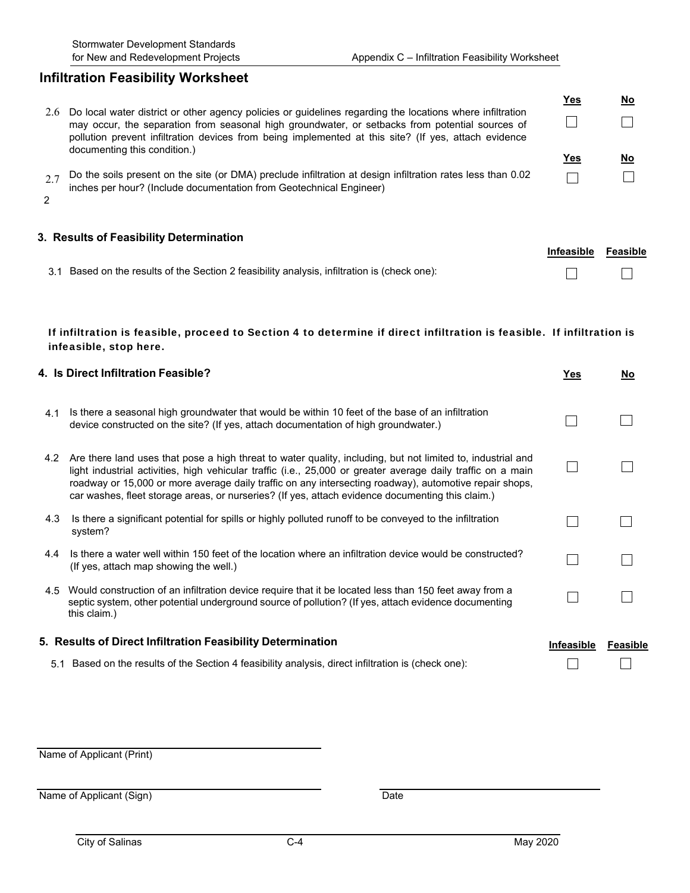## Infiltration Feasibility Worksheet

| | | Yes | No |
|---|---|---|---|
| 2.6 | Do local water district or other agency policies or guidelines regarding the locations where infiltration may occur, the separation from seasonal high groundwater, or setbacks from potential sources of pollution prevent infiltration devices from being implemented at this site? (If yes, attach evidence documenting this condition.) | ☐ | ☐ |
| 2.7 | Do the soils present on the site (or DMA) preclude infiltration at design infiltration rates less than 0.02 inches per hour? (Include documentation from Geotechnical Engineer) | ☐ | ☐ |

2

### 3. Results of Feasibility Determination

| | | Infeasible | Feasible |
|---|---|---|---|
| 3.1 | Based on the results of the Section 2 feasibility analysis, infiltration is (check one): | ☐ | ☐ |

**If infiltration is feasible, proceed to Section 4 to determine if direct infiltration is feasible. If infiltration is infeasible, stop here.**

### 4. Is Direct Infiltration Feasible?

| | | Yes | No |
|---|---|---|---|
| 4.1 | Is there a seasonal high groundwater that would be within 10 feet of the base of an infiltration device constructed on the site? (If yes, attach documentation of high groundwater.) | ☐ | ☐ |
| 4.2 | Are there land uses that pose a high threat to water quality, including, but not limited to, industrial and light industrial activities, high vehicular traffic (i.e., 25,000 or greater average daily traffic on a main roadway or 15,000 or more average daily traffic on any intersecting roadway), automotive repair shops, car washes, fleet storage areas, or nurseries? (If yes, attach evidence documenting this claim.) | ☐ | ☐ |
| 4.3 | Is there a significant potential for spills or highly polluted runoff to be conveyed to the infiltration system? | ☐ | ☐ |
| 4.4 | Is there a water well within 150 feet of the location where an infiltration device would be constructed? (If yes, attach map showing the well.) | ☐ | ☐ |
| 4.5 | Would construction of an infiltration device require that it be located less than 150 feet away from a septic system, other potential underground source of pollution? (If yes, attach evidence documenting this claim.) | ☐ | ☐ |

### 5. Results of Direct Infiltration Feasibility Determination

| | | Infeasible | Feasible |
|---|---|---|---|
| 5.1 | Based on the results of the Section 4 feasibility analysis, direct infiltration is (check one): | ☐ | ☐ |

Name of Applicant (Print) ______________________

Name of Applicant (Sign) ______________________ Date ______________________